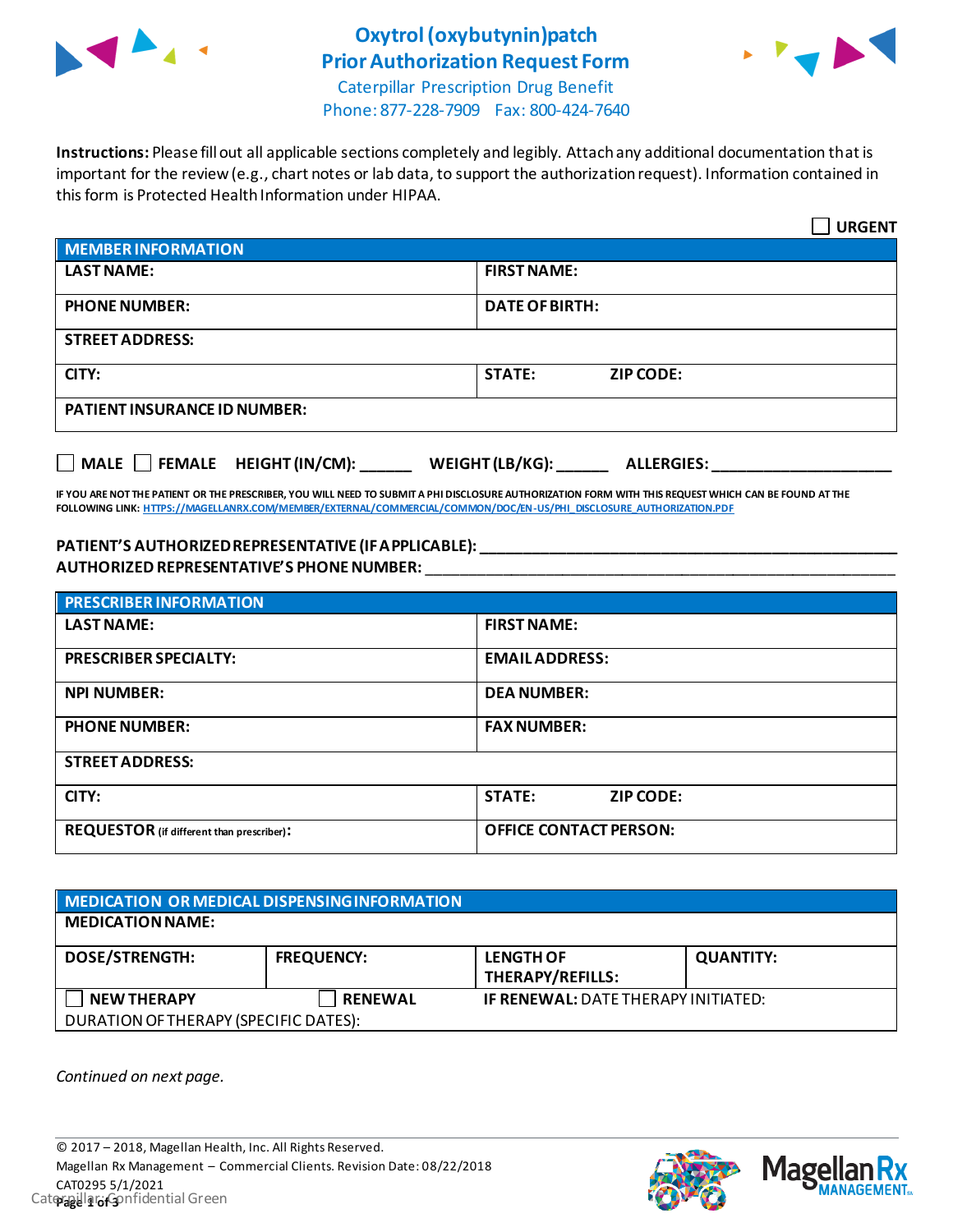# Oxytrol (oxybutynin)patch
# Prior Authorization Request Form

Caterpillar Prescription Drug Benefit
Phone: 877-228-7909 Fax: 800-424-7640

**Instructions:** Please fill out all applicable sections completely and legibly. Attach any additional documentation that is important for the review (e.g., chart notes or lab data, to support the authorization request). Information contained in this form is Protected Health Information under HIPAA.

☐ **URGENT**

| **MEMBER INFORMATION** | |
|---|---|
| **LAST NAME:** | **FIRST NAME:** |
| **PHONE NUMBER:** | **DATE OF BIRTH:** |
| **STREET ADDRESS:** | |
| **CITY:** | **STATE:** **ZIP CODE:** |
| **PATIENT INSURANCE ID NUMBER:** | |

☐ **MALE** ☐ **FEMALE** **HEIGHT (IN/CM):** ______ **WEIGHT (LB/KG):** ______ **ALLERGIES:** ____________________

**IF YOU ARE NOT THE PATIENT OR THE PRESCRIBER, YOU WILL NEED TO SUBMIT A PHI DISCLOSURE AUTHORIZATION FORM WITH THIS REQUEST WHICH CAN BE FOUND AT THE FOLLOWING LINK:** HTTPS://MAGELLANRX.COM/MEMBER/EXTERNAL/COMMERCIAL/COMMON/DOC/EN-US/PHI_DISCLOSURE_AUTHORIZATION.PDF

**PATIENT'S AUTHORIZED REPRESENTATIVE (IF APPLICABLE):** ____________________
**AUTHORIZED REPRESENTATIVE'S PHONE NUMBER:** ____________________

| **PRESCRIBER INFORMATION** | |
|---|---|
| **LAST NAME:** | **FIRST NAME:** |
| **PRESCRIBER SPECIALTY:** | **EMAIL ADDRESS:** |
| **NPI NUMBER:** | **DEA NUMBER:** |
| **PHONE NUMBER:** | **FAX NUMBER:** |
| **STREET ADDRESS:** | |
| **CITY:** | **STATE:** **ZIP CODE:** |
| **REQUESTOR** (if different than prescriber)**:** | **OFFICE CONTACT PERSON:** |

| **MEDICATION OR MEDICAL DISPENSING INFORMATION** | | | |
|---|---|---|---|
| **MEDICATION NAME:** | | | |
| **DOSE/STRENGTH:** | **FREQUENCY:** | **LENGTH OF THERAPY/REFILLS:** | **QUANTITY:** |
| ☐ **NEW THERAPY** | ☐ **RENEWAL** | **IF RENEWAL:** DATE THERAPY INITIATED: | |
| DURATION OF THERAPY (SPECIFIC DATES): | | | |

*Continued on next page.*

© 2017 – 2018, Magellan Health, Inc. All Rights Reserved.
Magellan Rx Management – Commercial Clients. Revision Date: 08/22/2018
CAT0295 5/1/2021
Caterpillar: Confidential Green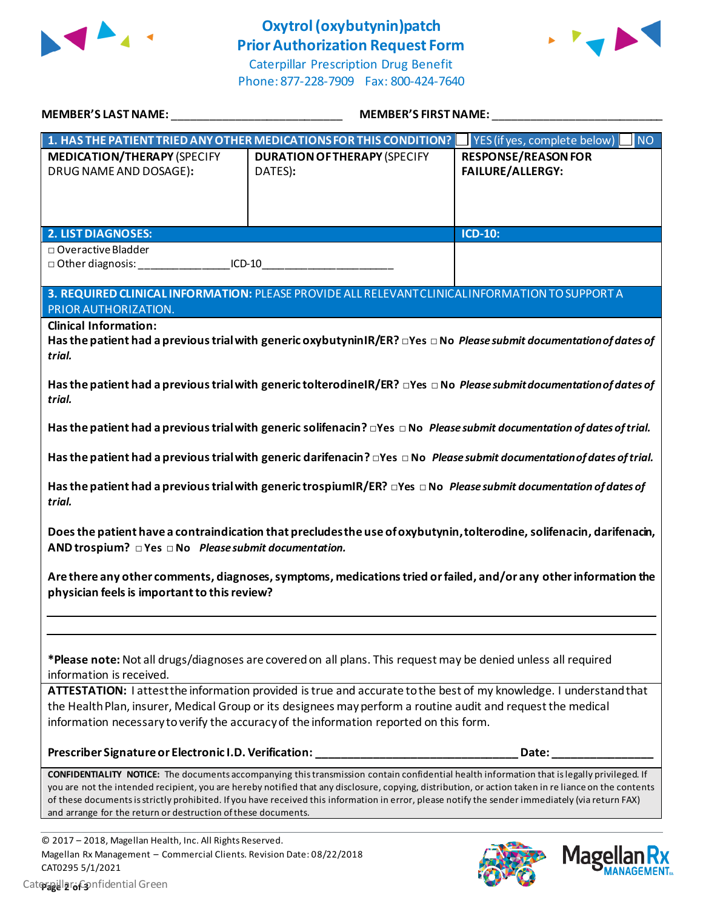# Oxytrol (oxybutynin)patch Prior Authorization Request Form

Caterpillar Prescription Drug Benefit
Phone: 877-228-7909 Fax: 800-424-7640

**MEMBER'S LAST NAME:** ___________________________ **MEMBER'S FIRST NAME:** ___________________________

| **1. HAS THE PATIENT TRIED ANY OTHER MEDICATIONS FOR THIS CONDITION?** | | ☐ YES (if yes, complete below) ☐ NO |
|---|---|---|
| **MEDICATION/THERAPY** (SPECIFY DRUG NAME AND DOSAGE)**:** | **DURATION OF THERAPY** (SPECIFY DATES)**:** | **RESPONSE/REASON FOR FAILURE/ALLERGY:** |
| | | |

| **2. LIST DIAGNOSES:** | **ICD-10:** |
|---|---|
| □ Overactive Bladder<br>□ Other diagnosis: ______________ICD-10_____________________ | |

**3. REQUIRED CLINICAL INFORMATION:** PLEASE PROVIDE ALL RELEVANT CLINICAL INFORMATION TO SUPPORT A PRIOR AUTHORIZATION.

**Clinical Information:**

**Has the patient had a previous trial with generic oxybutynin IR/ER? □Yes □ No** ***Please submit documentation of dates of trial.***

**Has the patient had a previous trial with generic tolterodine IR/ER? □Yes □ No** ***Please submit documentation of dates of trial.***

**Has the patient had a previous trial with generic solifenacin? □Yes □ No** ***Please submit documentation of dates of trial.***

**Has the patient had a previous trial with generic darifenacin? □Yes □ No** ***Please submit documentation of dates of trial.***

**Has the patient had a previous trial with generic trospium IR/ER? □Yes □ No** ***Please submit documentation of dates of trial.***

**Does the patient have a contraindication that precludes the use of oxybutynin, tolterodine, solifenacin, darifenacin, AND trospium? □ Yes □ No** ***Please submit documentation.***

**Are there any other comments, diagnoses, symptoms, medications tried or failed, and/or any other information the physician feels is important to this review?**

_______________________________________________________________________________

_______________________________________________________________________________

**\*Please note:** Not all drugs/diagnoses are covered on all plans. This request may be denied unless all required information is received.

**ATTESTATION:** I attest the information provided is true and accurate to the best of my knowledge. I understand that the Health Plan, insurer, Medical Group or its designees may perform a routine audit and request the medical information necessary to verify the accuracy of the information reported on this form.

**Prescriber Signature or Electronic I.D. Verification:** ________________________________ **Date:** ________________

**CONFIDENTIALITY NOTICE:** The documents accompanying this transmission contain confidential health information that is legally privileged. If you are not the intended recipient, you are hereby notified that any disclosure, copying, distribution, or action taken in reliance on the contents of these documents is strictly prohibited. If you have received this information in error, please notify the sender immediately (via return FAX) and arrange for the return or destruction of these documents.

© 2017 – 2018, Magellan Health, Inc. All Rights Reserved.
Magellan Rx Management – Commercial Clients. Revision Date: 08/22/2018
CAT0295 5/1/2021
Caterpillar: Confidential Green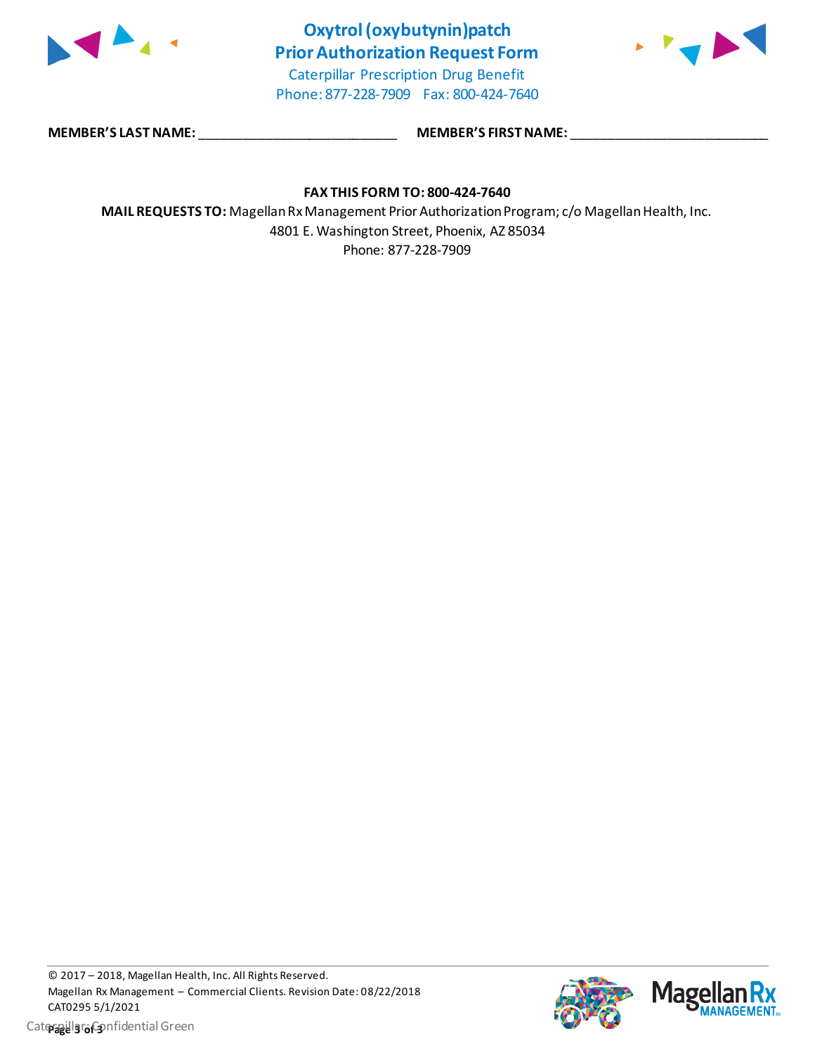# Oxytrol (oxybutynin)patch
## Prior Authorization Request Form

Caterpillar Prescription Drug Benefit
Phone: 877-228-7909 Fax: 800-424-7640

**MEMBER'S LAST NAME:** ___________________________ **MEMBER'S FIRST NAME:** ___________________________

**FAX THIS FORM TO: 800-424-7640**

**MAIL REQUESTS TO:** Magellan Rx Management Prior Authorization Program; c/o Magellan Health, Inc.
4801 E. Washington Street, Phoenix, AZ 85034
Phone: 877-228-7909

© 2017 – 2018, Magellan Health, Inc. All Rights Reserved.
Magellan Rx Management – Commercial Clients. Revision Date: 08/22/2018
CAT0295 5/1/2021

Caterpillar: Confidential Green